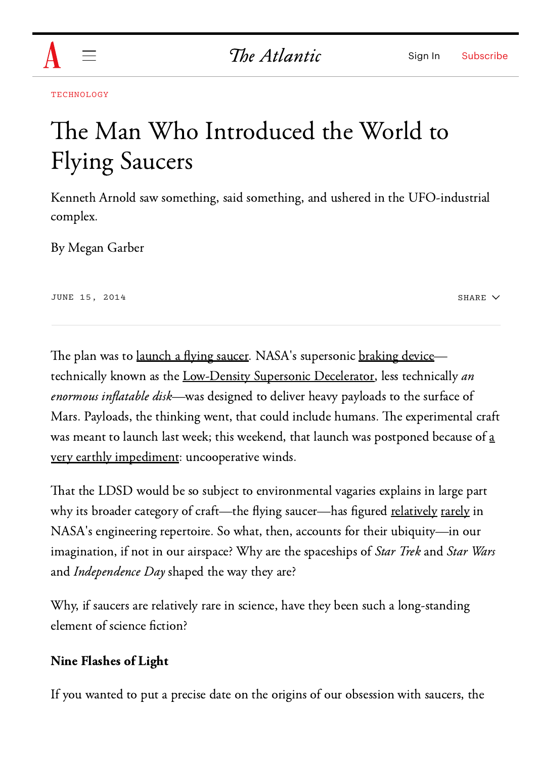TECHNOLOGY

# The Man Who Introduced the World to Flying Saucers

Kenneth Arnold saw something, said something, and ushered in the UFO-industrial complex.

By Megan Garber

JUNE 15, 2014

The plan was to launch a flying saucer. NASA's supersonic braking device—technically known as the Low-Density Supersonic Decelerator, less technically *an enormous inflatable disk*—was designed to deliver heavy payloads to the surface of Mars. Payloads, the thinking went, that could include humans. The experimental craft was meant to launch last week; this weekend, that launch was postponed because of a very earthly impediment: uncooperative winds.

That the LDSD would be so subject to environmental vagaries explains in large part why its broader category of craft—the flying saucer—has figured relatively rarely in NASA's engineering repertoire. So what, then, accounts for their ubiquity—in our imagination, if not in our airspace? Why are the spaceships of *Star Trek* and *Star Wars* and *Independence Day* shaped the way they are?

Why, if saucers are relatively rare in science, have they been such a long-standing element of science fiction?

**Nine Flashes of Light**

If you wanted to put a precise date on the origins of our obsession with saucers, the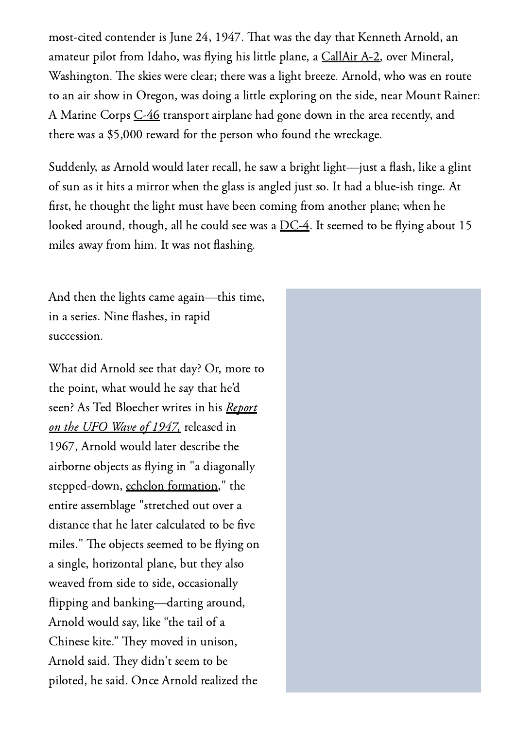most-cited contender is June 24, 1947. That was the day that Kenneth Arnold, an amateur pilot from Idaho, was flying his little plane, a CallAir A-2, over Mineral, Washington. The skies were clear; there was a light breeze. Arnold, who was en route to an air show in Oregon, was doing a little exploring on the side, near Mount Rainer: A Marine Corps C-46 transport airplane had gone down in the area recently, and there was a $5,000 reward for the person who found the wreckage.

Suddenly, as Arnold would later recall, he saw a bright light—just a flash, like a glint of sun as it hits a mirror when the glass is angled just so. It had a blue-ish tinge. At first, he thought the light must have been coming from another plane; when he looked around, though, all he could see was a DC-4. It seemed to be flying about 15 miles away from him. It was not flashing.

And then the lights came again—this time, in a series. Nine flashes, in rapid succession.

What did Arnold see that day? Or, more to the point, what would he say that he'd seen? As Ted Bloecher writes in his *Report on the UFO Wave of 1947*, released in 1967, Arnold would later describe the airborne objects as flying in "a diagonally stepped-down, echelon formation," the entire assemblage "stretched out over a distance that he later calculated to be five miles." The objects seemed to be flying on a single, horizontal plane, but they also weaved from side to side, occasionally flipping and banking—darting around, Arnold would say, like "the tail of a Chinese kite." They moved in unison, Arnold said. They didn't seem to be piloted, he said. Once Arnold realized the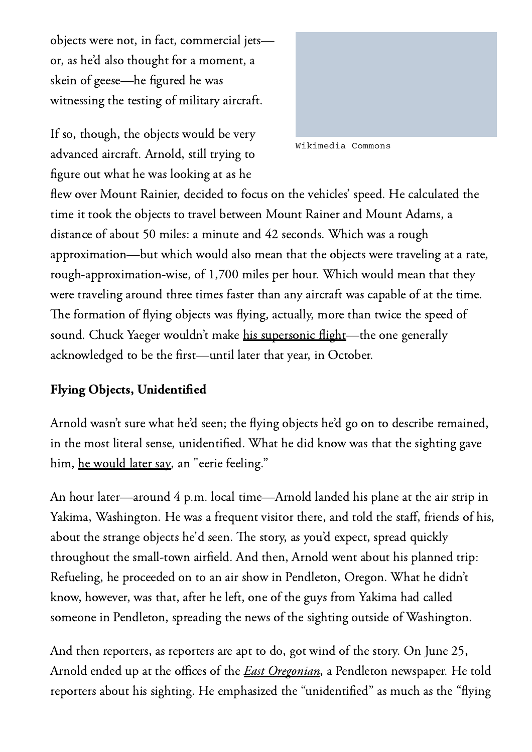objects were not, in fact, commercial jets—or, as he'd also thought for a moment, a skein of geese—he figured he was witnessing the testing of military aircraft.

Wikimedia Commons

If so, though, the objects would be very advanced aircraft. Arnold, still trying to figure out what he was looking at as he flew over Mount Rainier, decided to focus on the vehicles' speed. He calculated the time it took the objects to travel between Mount Rainer and Mount Adams, a distance of about 50 miles: a minute and 42 seconds. Which was a rough approximation—but which would also mean that the objects were traveling at a rate, rough-approximation-wise, of 1,700 miles per hour. Which would mean that they were traveling around three times faster than any aircraft was capable of at the time. The formation of flying objects was flying, actually, more than twice the speed of sound. Chuck Yaeger wouldn't make his supersonic flight—the one generally acknowledged to be the first—until later that year, in October.

**Flying Objects, Unidentified**

Arnold wasn't sure what he'd seen; the flying objects he'd go on to describe remained, in the most literal sense, unidentified. What he did know was that the sighting gave him, he would later say, an "eerie feeling."

An hour later—around 4 p.m. local time—Arnold landed his plane at the air strip in Yakima, Washington. He was a frequent visitor there, and told the staff, friends of his, about the strange objects he'd seen. The story, as you'd expect, spread quickly throughout the small-town airfield. And then, Arnold went about his planned trip: Refueling, he proceeded on to an air show in Pendleton, Oregon. What he didn't know, however, was that, after he left, one of the guys from Yakima had called someone in Pendleton, spreading the news of the sighting outside of Washington.

And then reporters, as reporters are apt to do, got wind of the story. On June 25, Arnold ended up at the offices of the *East Oregonian*, a Pendleton newspaper. He told reporters about his sighting. He emphasized the "unidentified" as much as the "flying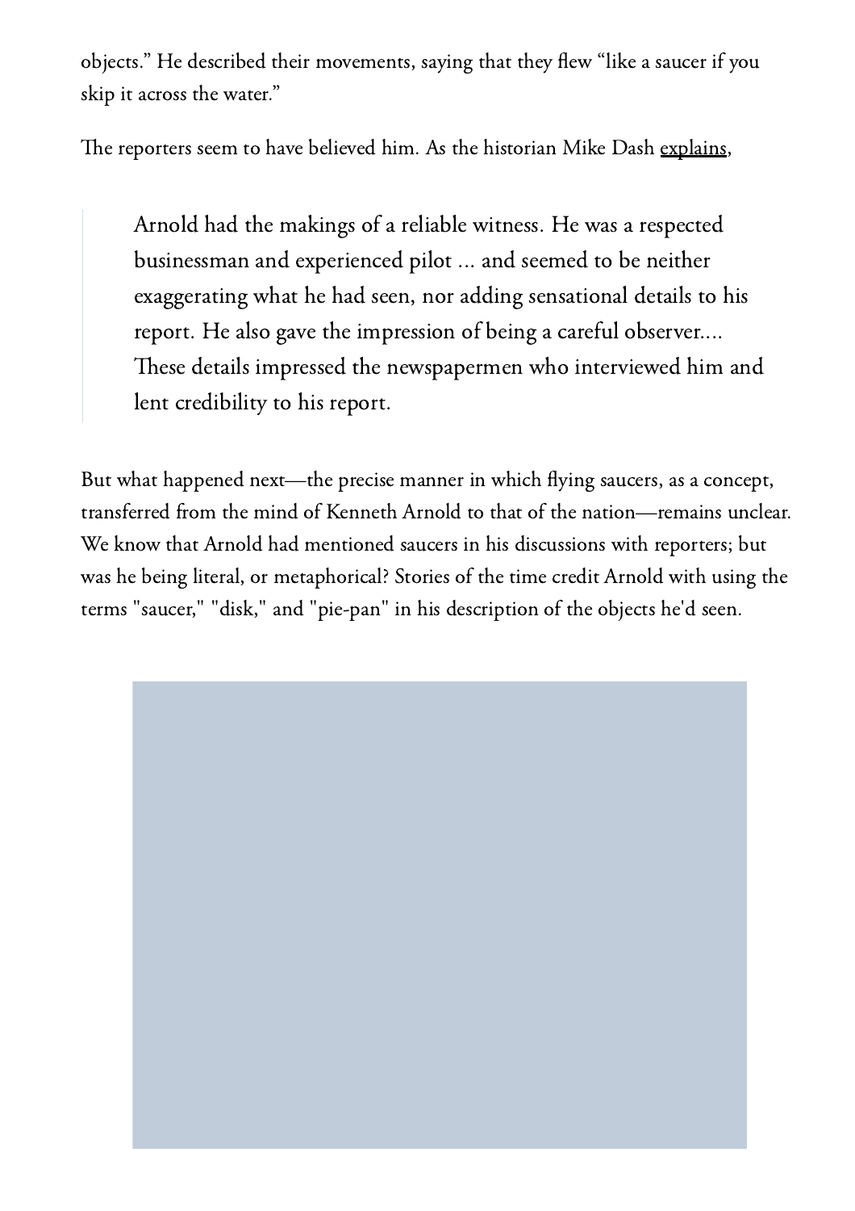objects." He described their movements, saying that they flew "like a saucer if you skip it across the water."

The reporters seem to have believed him. As the historian Mike Dash explains,

> Arnold had the makings of a reliable witness. He was a respected businessman and experienced pilot ... and seemed to be neither exaggerating what he had seen, nor adding sensational details to his report. He also gave the impression of being a careful observer.... These details impressed the newspapermen who interviewed him and lent credibility to his report.

But what happened next—the precise manner in which flying saucers, as a concept, transferred from the mind of Kenneth Arnold to that of the nation—remains unclear. We know that Arnold had mentioned saucers in his discussions with reporters; but was he being literal, or metaphorical? Stories of the time credit Arnold with using the terms "saucer," "disk," and "pie-pan" in his description of the objects he'd seen.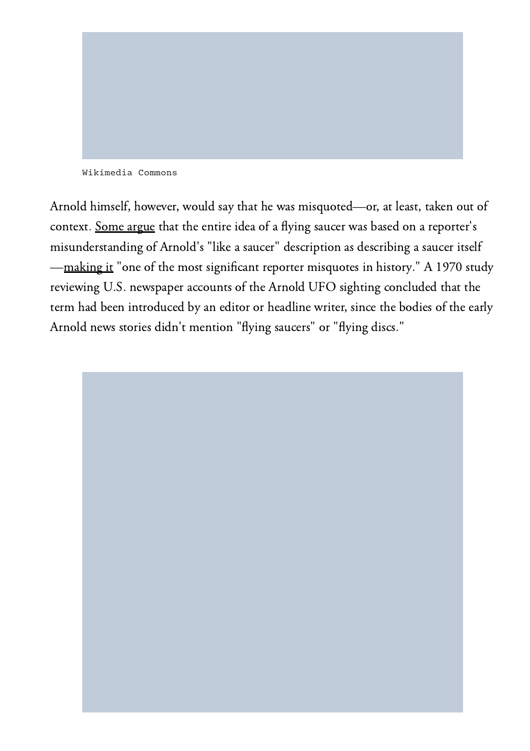Wikimedia Commons

Arnold himself, however, would say that he was misquoted—or, at least, taken out of context. Some argue that the entire idea of a flying saucer was based on a reporter's misunderstanding of Arnold's "like a saucer" description as describing a saucer itself—making it "one of the most significant reporter misquotes in history." A 1970 study reviewing U.S. newspaper accounts of the Arnold UFO sighting concluded that the term had been introduced by an editor or headline writer, since the bodies of the early Arnold news stories didn't mention "flying saucers" or "flying discs."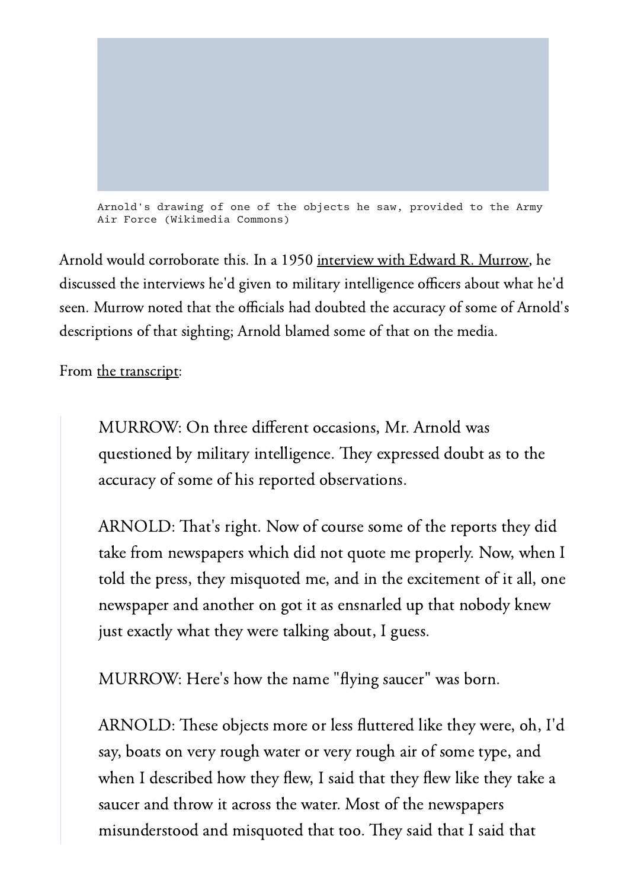Arnold's drawing of one of the objects he saw, provided to the Army Air Force (Wikimedia Commons)

Arnold would corroborate this. In a 1950 interview with Edward R. Murrow, he discussed the interviews he'd given to military intelligence officers about what he'd seen. Murrow noted that the officials had doubted the accuracy of some of Arnold's descriptions of that sighting; Arnold blamed some of that on the media.

From the transcript:

> MURROW: On three different occasions, Mr. Arnold was questioned by military intelligence. They expressed doubt as to the accuracy of some of his reported observations.
>
> ARNOLD: That's right. Now of course some of the reports they did take from newspapers which did not quote me properly. Now, when I told the press, they misquoted me, and in the excitement of it all, one newspaper and another on got it as ensnarled up that nobody knew just exactly what they were talking about, I guess.
>
> MURROW: Here's how the name "flying saucer" was born.
>
> ARNOLD: These objects more or less fluttered like they were, oh, I'd say, boats on very rough water or very rough air of some type, and when I described how they flew, I said that they flew like they take a saucer and throw it across the water. Most of the newspapers misunderstood and misquoted that too. They said that I said that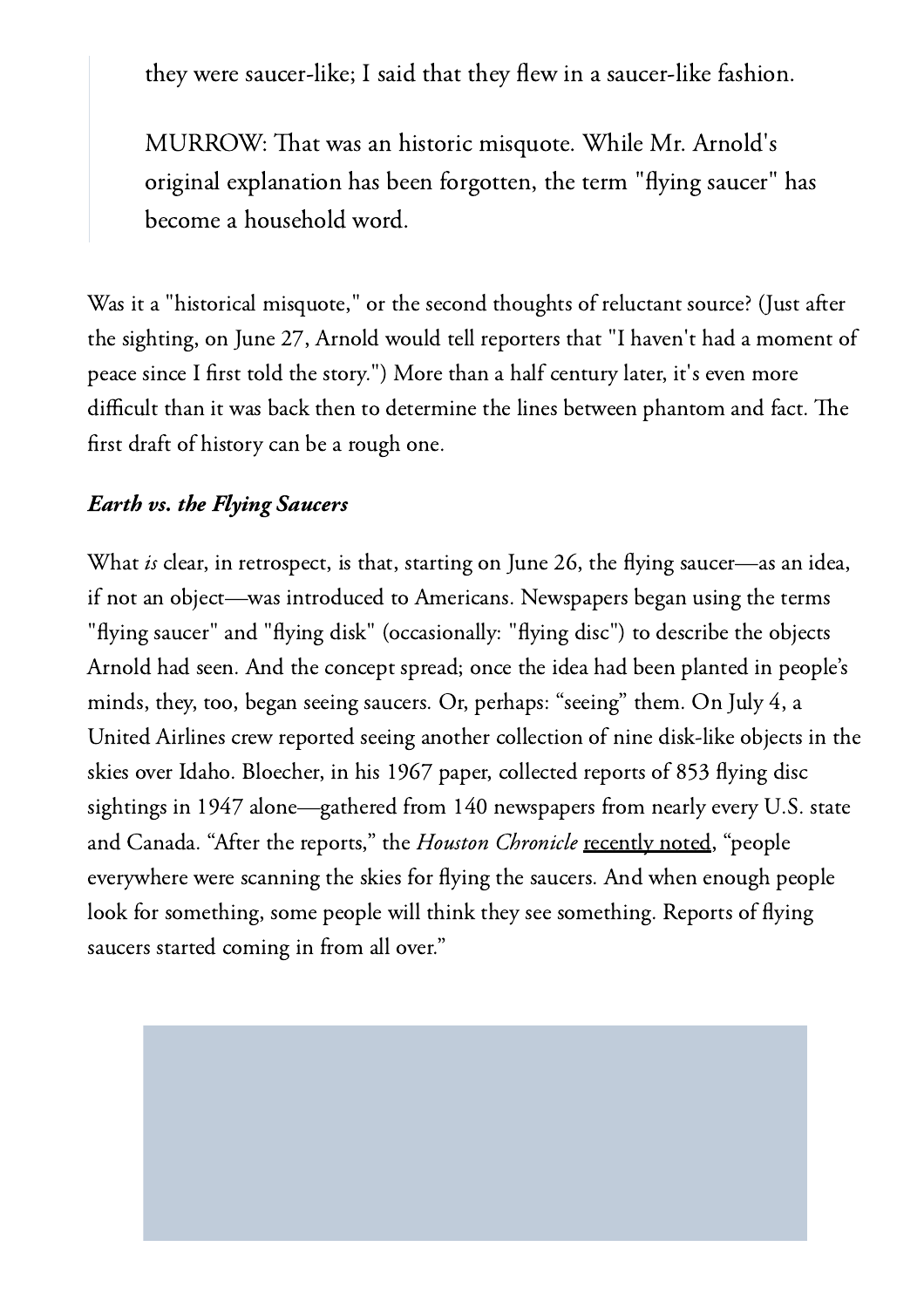> they were saucer-like; I said that they flew in a saucer-like fashion.
>
> MURROW: That was an historic misquote. While Mr. Arnold's original explanation has been forgotten, the term "flying saucer" has become a household word.

Was it a "historical misquote," or the second thoughts of reluctant source? (Just after the sighting, on June 27, Arnold would tell reporters that "I haven't had a moment of peace since I first told the story.") More than a half century later, it's even more difficult than it was back then to determine the lines between phantom and fact. The first draft of history can be a rough one.

### *Earth vs. the Flying Saucers*

What *is* clear, in retrospect, is that, starting on June 26, the flying saucer—as an idea, if not an object—was introduced to Americans. Newspapers began using the terms "flying saucer" and "flying disk" (occasionally: "flying disc") to describe the objects Arnold had seen. And the concept spread; once the idea had been planted in people's minds, they, too, began seeing saucers. Or, perhaps: "seeing" them. On July 4, a United Airlines crew reported seeing another collection of nine disk-like objects in the skies over Idaho. Bloecher, in his 1967 paper, collected reports of 853 flying disc sightings in 1947 alone—gathered from 140 newspapers from nearly every U.S. state and Canada. "After the reports," the *Houston Chronicle* recently noted, "people everywhere were scanning the skies for flying the saucers. And when enough people look for something, some people will think they see something. Reports of flying saucers started coming in from all over."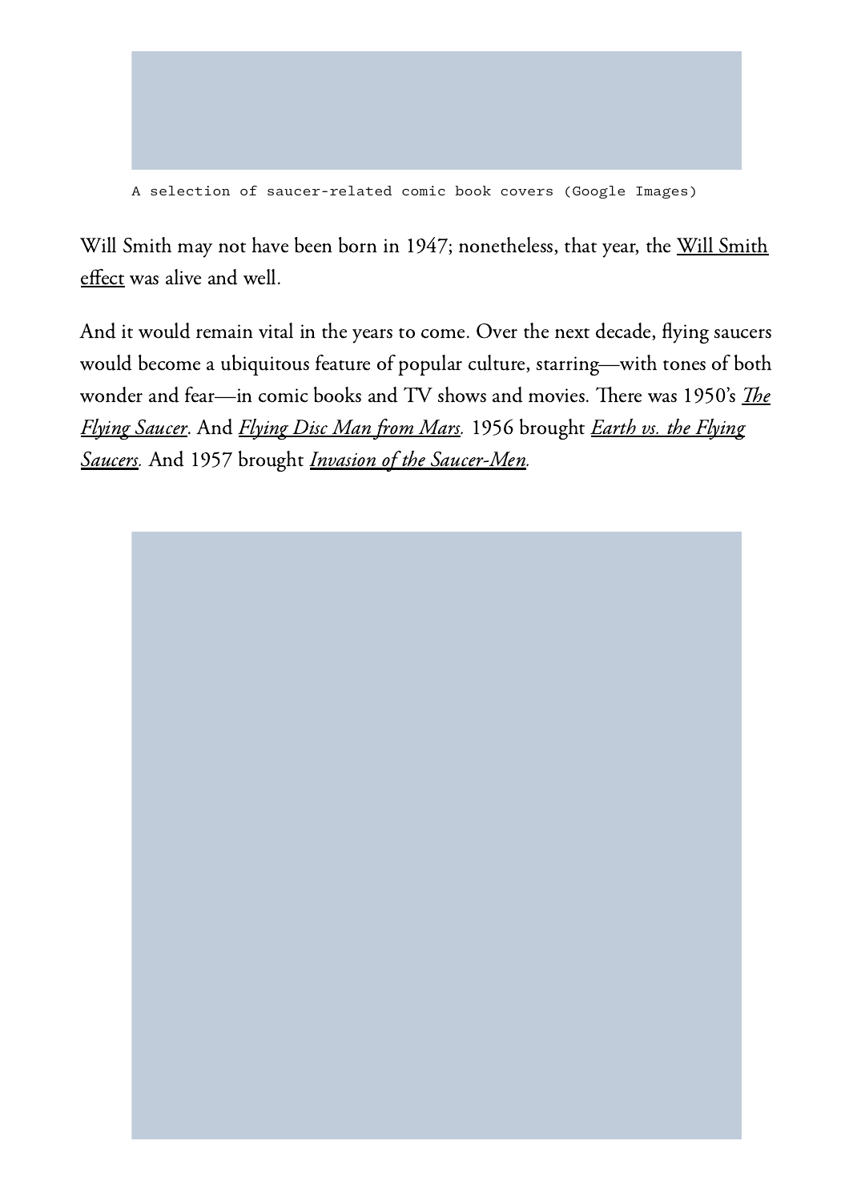A selection of saucer-related comic book covers (Google Images)

Will Smith may not have been born in 1947; nonetheless, that year, the Will Smith effect was alive and well.

And it would remain vital in the years to come. Over the next decade, flying saucers would become a ubiquitous feature of popular culture, starring—with tones of both wonder and fear—in comic books and TV shows and movies. There was 1950's *The Flying Saucer*. And *Flying Disc Man from Mars.* 1956 brought *Earth vs. the Flying Saucers.* And 1957 brought *Invasion of the Saucer-Men.*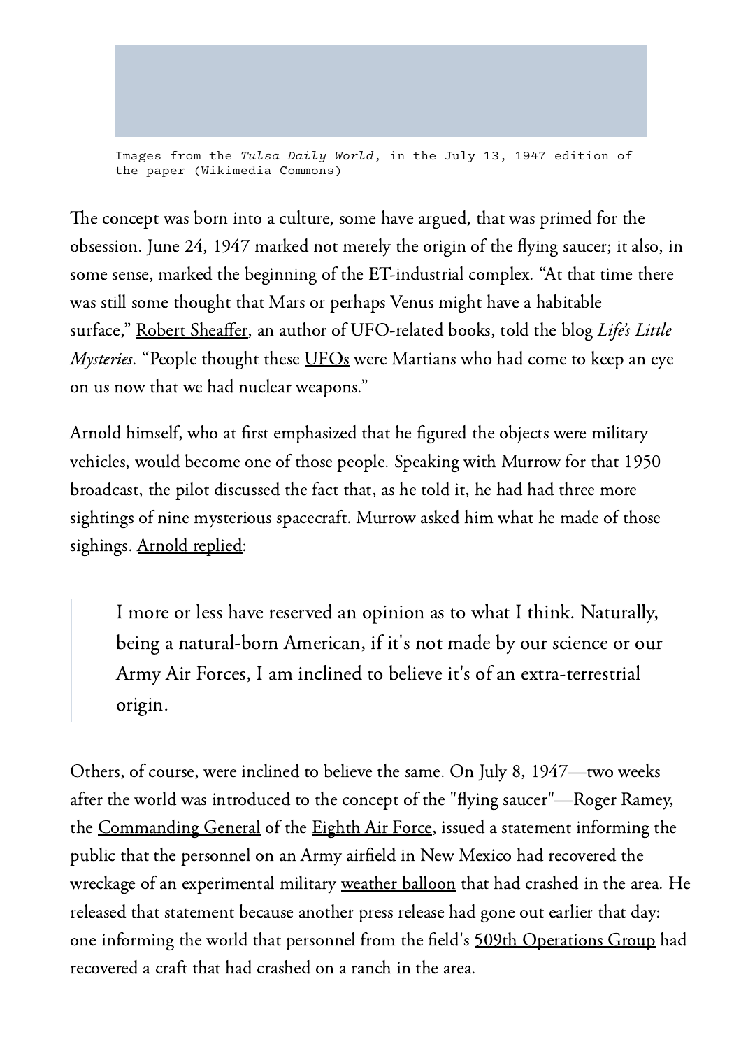Images from the *Tulsa Daily World*, in the July 13, 1947 edition of the paper (Wikimedia Commons)

The concept was born into a culture, some have argued, that was primed for the obsession. June 24, 1947 marked not merely the origin of the flying saucer; it also, in some sense, marked the beginning of the ET-industrial complex. "At that time there was still some thought that Mars or perhaps Venus might have a habitable surface," Robert Sheaffer, an author of UFO-related books, told the blog *Life's Little Mysteries*. "People thought these UFOs were Martians who had come to keep an eye on us now that we had nuclear weapons."

Arnold himself, who at first emphasized that he figured the objects were military vehicles, would become one of those people. Speaking with Murrow for that 1950 broadcast, the pilot discussed the fact that, as he told it, he had had three more sightings of nine mysterious spacecraft. Murrow asked him what he made of those sighings. Arnold replied:

> I more or less have reserved an opinion as to what I think. Naturally, being a natural-born American, if it's not made by our science or our Army Air Forces, I am inclined to believe it's of an extra-terrestrial origin.

Others, of course, were inclined to believe the same. On July 8, 1947—two weeks after the world was introduced to the concept of the "flying saucer"—Roger Ramey, the Commanding General of the Eighth Air Force, issued a statement informing the public that the personnel on an Army airfield in New Mexico had recovered the wreckage of an experimental military weather balloon that had crashed in the area. He released that statement because another press release had gone out earlier that day: one informing the world that personnel from the field's 509th Operations Group had recovered a craft that had crashed on a ranch in the area.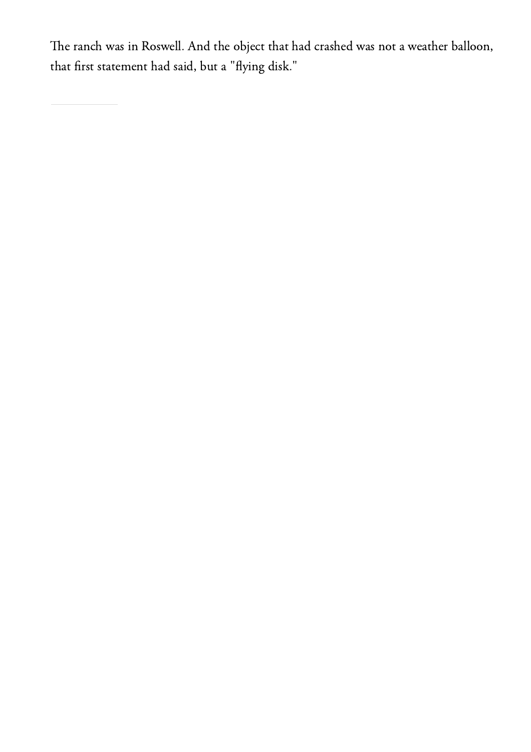The ranch was in Roswell. And the object that had crashed was not a weather balloon, that first statement had said, but a "flying disk."